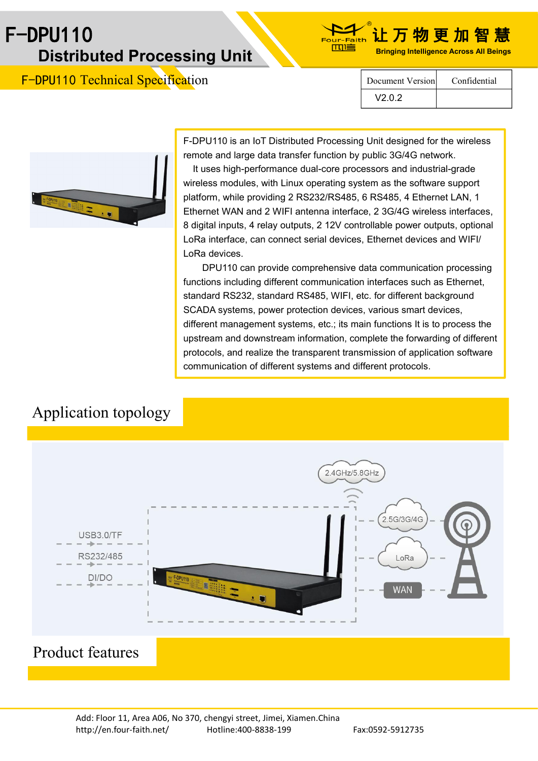# F-DPU110

## Distributed Processing Unit

让万物更加智慧

Bringing Intelligence Across All Beings

F-DPU110 Technical Specification

| Document Version | Confidential |
|---|---|
| V2.0.2 | |

F-DPU110 is an IoT Distributed Processing Unit designed for the wireless remote and large data transfer function by public 3G/4G network.

It uses high-performance dual-core processors and industrial-grade wireless modules, with Linux operating system as the software support platform, while providing 2 RS232/RS485, 6 RS485, 4 Ethernet LAN, 1 Ethernet WAN and 2 WIFI antenna interface, 2 3G/4G wireless interfaces, 8 digital inputs, 4 relay outputs, 2 12V controllable power outputs, optional LoRa interface, can connect serial devices, Ethernet devices and WIFI/ LoRa devices.

DPU110 can provide comprehensive data communication processing functions including different communication interfaces such as Ethernet, standard RS232, standard RS485, WIFI, etc. for different background SCADA systems, power protection devices, various smart devices, different management systems, etc.; its main functions It is to process the upstream and downstream information, complete the forwarding of different protocols, and realize the transparent transmission of application software communication of different systems and different protocols.

## Application topology

USB3.0/TF

RS232/485

DI/DO

2.4GHz/5.8GHz

2.5G/3G/4G

LoRa

WAN

## Product features

Add: Floor 11, Area A06, No 370, chengyi street, Jimei, Xiamen.China
http://en.four-faith.net/ Hotline:400-8838-199 Fax:0592-5912735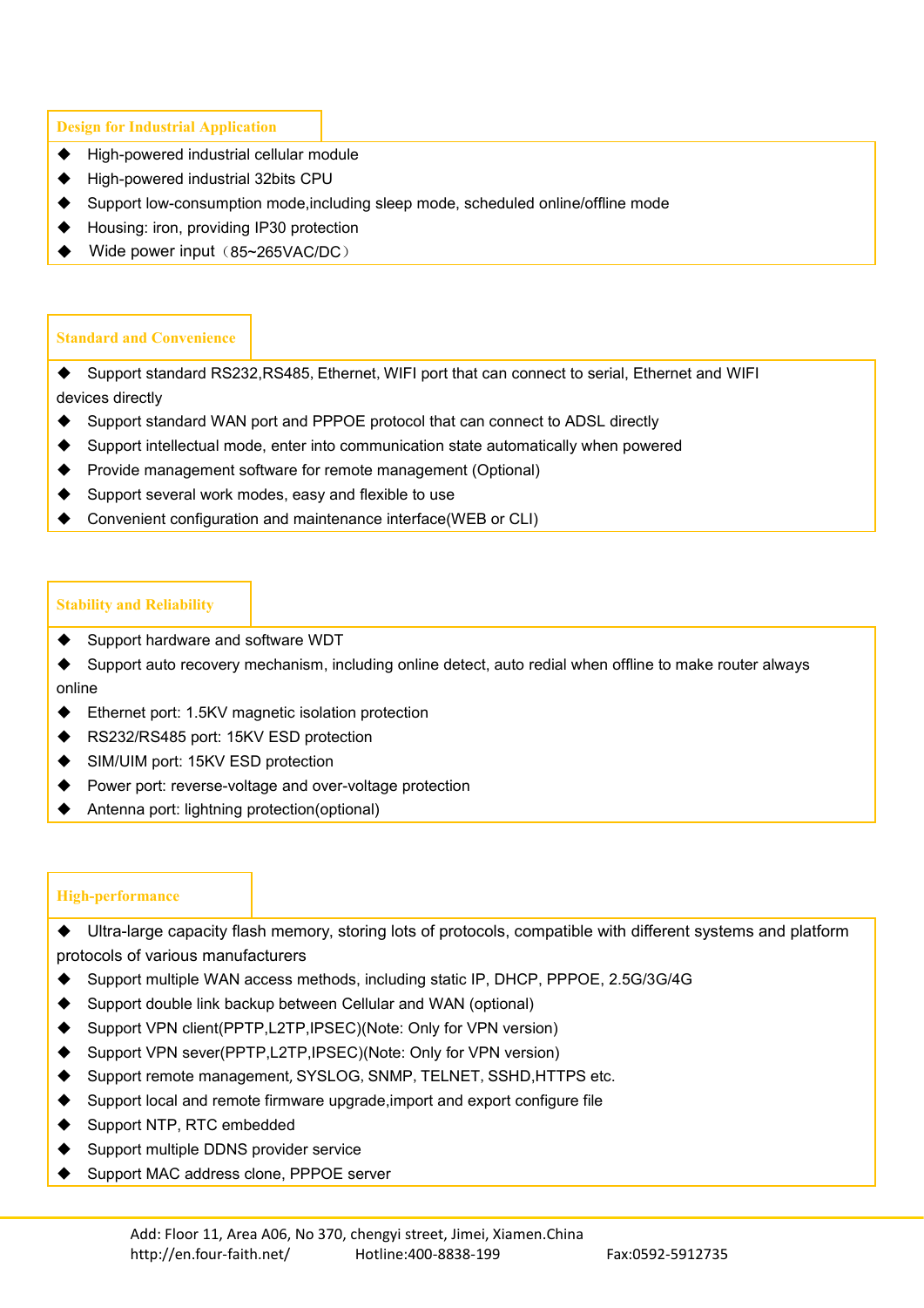## Design for Industrial Application

- High-powered industrial cellular module
- High-powered industrial 32bits CPU
- Support low-consumption mode,including sleep mode, scheduled online/offline mode
- Housing: iron, providing IP30 protection
- Wide power input（85~265VAC/DC）

## Standard and Convenience

- Support standard RS232,RS485, Ethernet, WIFI port that can connect to serial, Ethernet and WIFI devices directly
- Support standard WAN port and PPPOE protocol that can connect to ADSL directly
- Support intellectual mode, enter into communication state automatically when powered
- Provide management software for remote management (Optional)
- Support several work modes, easy and flexible to use
- Convenient configuration and maintenance interface(WEB or CLI)

## Stability and Reliability

- Support hardware and software WDT
- Support auto recovery mechanism, including online detect, auto redial when offline to make router always online
- Ethernet port: 1.5KV magnetic isolation protection
- RS232/RS485 port: 15KV ESD protection
- SIM/UIM port: 15KV ESD protection
- Power port: reverse-voltage and over-voltage protection
- Antenna port: lightning protection(optional)

## High-performance

- Ultra-large capacity flash memory, storing lots of protocols, compatible with different systems and platform protocols of various manufacturers
- Support multiple WAN access methods, including static IP, DHCP, PPPOE, 2.5G/3G/4G
- Support double link backup between Cellular and WAN (optional)
- Support VPN client(PPTP,L2TP,IPSEC)(Note: Only for VPN version)
- Support VPN sever(PPTP,L2TP,IPSEC)(Note: Only for VPN version)
- Support remote management, SYSLOG, SNMP, TELNET, SSHD,HTTPS etc.
- Support local and remote firmware upgrade,import and export configure file
- Support NTP, RTC embedded
- Support multiple DDNS provider service
- Support MAC address clone, PPPOE server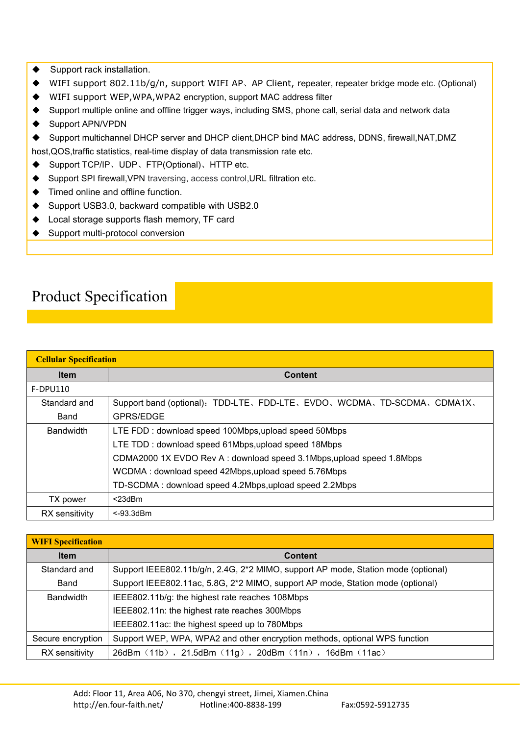- Support rack installation.
- WIFI support 802.11b/g/n, support WIFI AP、AP Client, repeater, repeater bridge mode etc. (Optional)
- WIFI support WEP,WPA,WPA2 encryption, support MAC address filter
- Support multiple online and offline trigger ways, including SMS, phone call, serial data and network data
- Support APN/VPDN
- Support multichannel DHCP server and DHCP client,DHCP bind MAC address, DDNS, firewall,NAT,DMZ host,QOS,traffic statistics, real-time display of data transmission rate etc.
- Support TCP/IP、UDP、FTP(Optional)、HTTP etc.
- Support SPI firewall,VPN traversing, access control,URL filtration etc.
- Timed online and offline function.
- Support USB3.0, backward compatible with USB2.0
- Local storage supports flash memory, TF card
- Support multi-protocol conversion

# Product Specification

| **Cellular Specification** | |
|---|---|
| **Item** | **Content** |
| F-DPU110 | |
| Standard and Band | Support band (optional)：TDD-LTE、FDD-LTE、EVDO、WCDMA、TD-SCDMA、CDMA1X、GPRS/EDGE |
| Bandwidth | LTE FDD : download speed 100Mbps,upload speed 50Mbps<br>LTE TDD : download speed 61Mbps,upload speed 18Mbps<br>CDMA2000 1X EVDO Rev A : download speed 3.1Mbps,upload speed 1.8Mbps<br>WCDMA : download speed 42Mbps,upload speed 5.76Mbps<br>TD-SCDMA : download speed 4.2Mbps,upload speed 2.2Mbps |
| TX power | <23dBm |
| RX sensitivity | <-93.3dBm |

| **WIFI Specification** | |
|---|---|
| **Item** | **Content** |
| Standard and Band | Support IEEE802.11b/g/n, 2.4G, 2*2 MIMO, support AP mode, Station mode (optional)<br>Support IEEE802.11ac, 5.8G, 2*2 MIMO, support AP mode, Station mode (optional) |
| Bandwidth | IEEE802.11b/g: the highest rate reaches 108Mbps<br>IEEE802.11n: the highest rate reaches 300Mbps<br>IEEE802.11ac: the highest speed up to 780Mbps |
| Secure encryption | Support WEP, WPA, WPA2 and other encryption methods, optional WPS function |
| RX sensitivity | 26dBm（11b），21.5dBm（11g），20dBm（11n），16dBm（11ac） |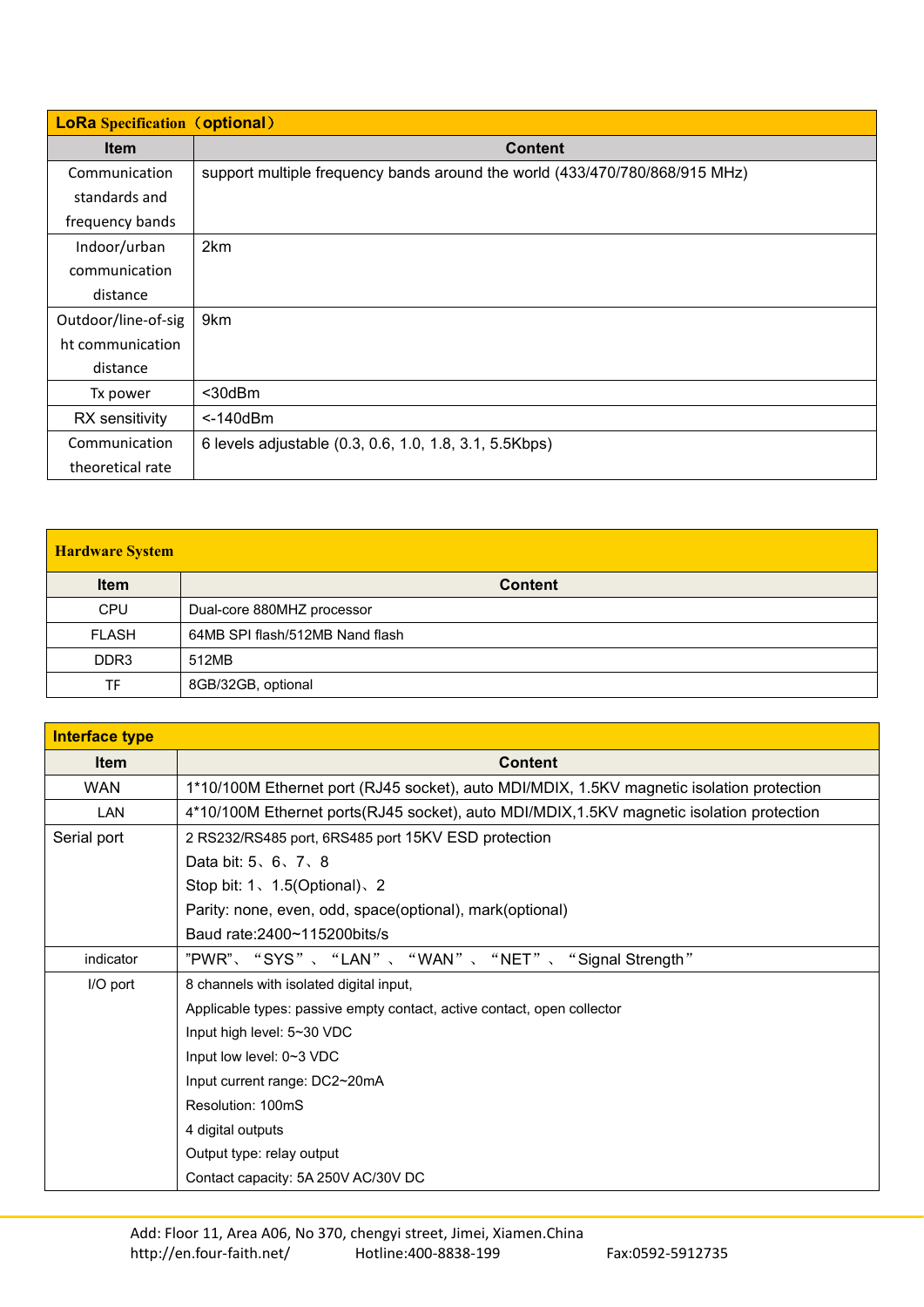| LoRa Specification（optional） | |
|---|---|
| **Item** | **Content** |
| Communication standards and frequency bands | support multiple frequency bands around the world (433/470/780/868/915 MHz) |
| Indoor/urban communication distance | 2km |
| Outdoor/line-of-sight communication distance | 9km |
| Tx power | <30dBm |
| RX sensitivity | <-140dBm |
| Communication theoretical rate | 6 levels adjustable (0.3, 0.6, 1.0, 1.8, 3.1, 5.5Kbps) |

| Hardware System | |
|---|---|
| **Item** | **Content** |
| CPU | Dual-core 880MHZ processor |
| FLASH | 64MB SPI flash/512MB Nand flash |
| DDR3 | 512MB |
| TF | 8GB/32GB, optional |

| Interface type | |
|---|---|
| **Item** | **Content** |
| WAN | 1*10/100M Ethernet port (RJ45 socket), auto MDI/MDIX, 1.5KV magnetic isolation protection |
| LAN | 4*10/100M Ethernet ports(RJ45 socket), auto MDI/MDIX,1.5KV magnetic isolation protection |
| Serial port | 2 RS232/RS485 port, 6RS485 port 15KV ESD protection<br>Data bit: 5、6、7、8<br>Stop bit: 1、1.5(Optional)、2<br>Parity: none, even, odd, space(optional), mark(optional)<br>Baud rate:2400~115200bits/s |
| indicator | "PWR"、"SYS"、"LAN"、"WAN"、"NET"、"Signal Strength" |
| I/O port | 8 channels with isolated digital input,<br>Applicable types: passive empty contact, active contact, open collector<br>Input high level: 5~30 VDC<br>Input low level: 0~3 VDC<br>Input current range: DC2~20mA<br>Resolution: 100mS<br>4 digital outputs<br>Output type: relay output<br>Contact capacity: 5A 250V AC/30V DC |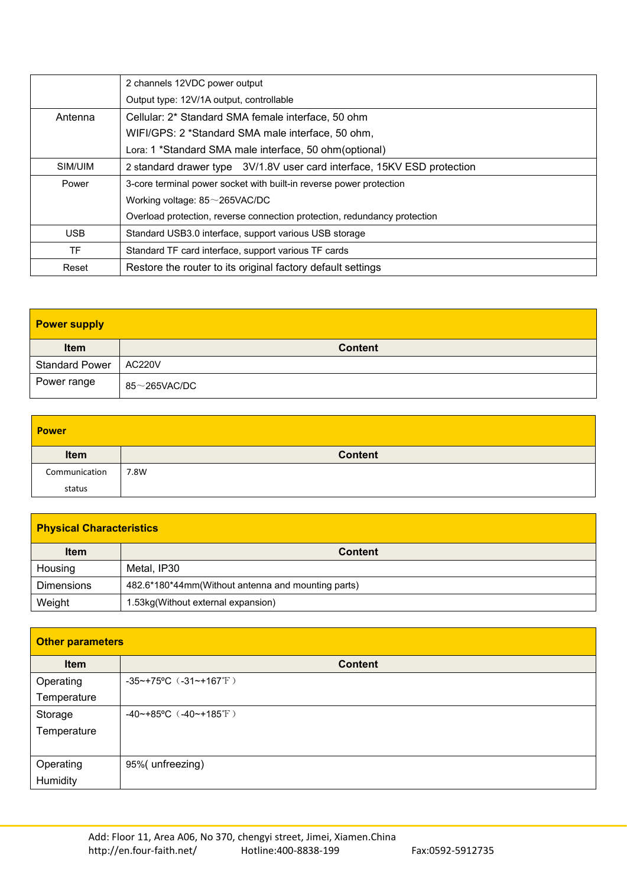| | |
|---|---|
| | 2 channels 12VDC power output<br>Output type: 12V/1A output, controllable |
| Antenna | Cellular: 2* Standard SMA female interface, 50 ohm<br>WIFI/GPS: 2 *Standard SMA male interface, 50 ohm,<br>Lora: 1 *Standard SMA male interface, 50 ohm(optional) |
| SIM/UIM | 2 standard drawer type 3V/1.8V user card interface, 15KV ESD protection |
| Power | 3-core terminal power socket with built-in reverse power protection<br>Working voltage: 85～265VAC/DC<br>Overload protection, reverse connection protection, redundancy protection |
| USB | Standard USB3.0 interface, support various USB storage |
| TF | Standard TF card interface, support various TF cards |
| Reset | Restore the router to its original factory default settings |

**Power supply**

| Item | Content |
|---|---|
| Standard Power | AC220V |
| Power range | 85～265VAC/DC |

**Power**

| Item | Content |
|---|---|
| Communication status | 7.8W |

**Physical Characteristics**

| Item | Content |
|---|---|
| Housing | Metal, IP30 |
| Dimensions | 482.6*180*44mm(Without antenna and mounting parts) |
| Weight | 1.53kg(Without external expansion) |

**Other parameters**

| Item | Content |
|---|---|
| Operating Temperature | -35~+75ºC（-31~+167℉） |
| Storage Temperature | -40~+85ºC（-40~+185℉） |
| Operating Humidity | 95%( unfreezing) |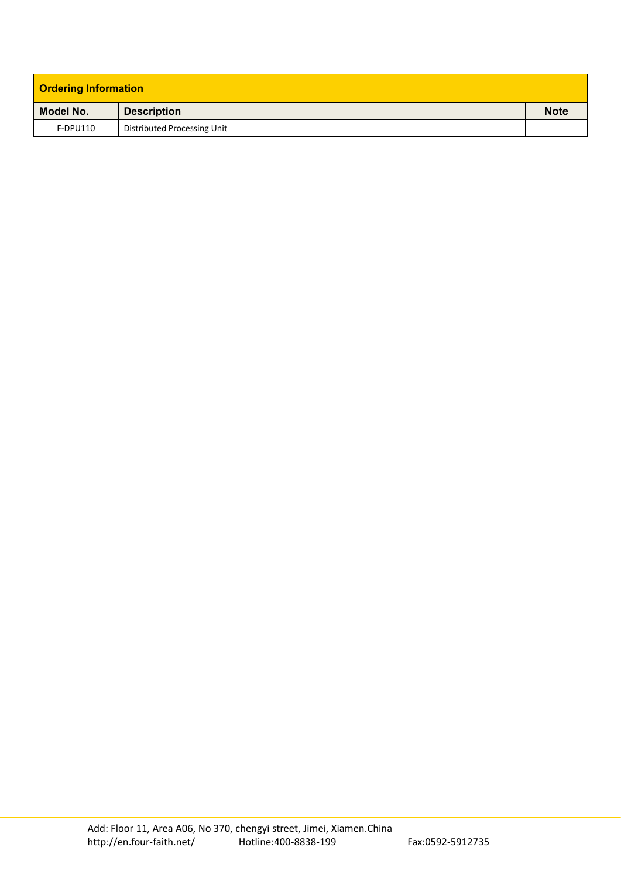## Ordering Information

| Model No. | Description | Note |
| --- | --- | --- |
| F-DPU110 | Distributed Processing Unit | |